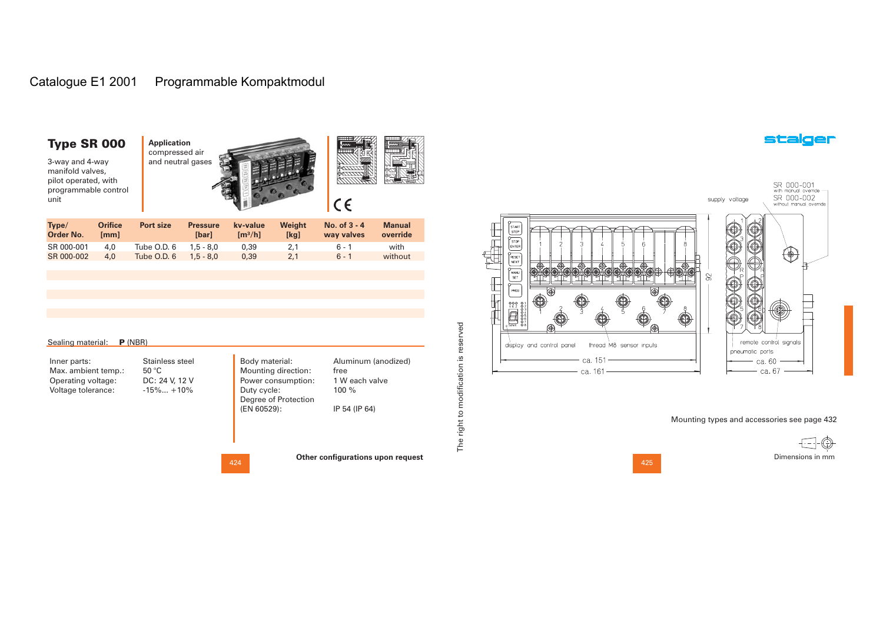Catalogue E1 2001 Programmable Kompaktmodul

## Type SR 000

3-way and 4-way manifold valves, pilot operated, with programmable control unit

**Application**
compressed air and neutral gases

| Type/ Order No. | Orifice [mm] | Port size | Pressure [bar] | kv-value [m³/h] | Weight [kg] | No. of 3 - 4 way valves | Manual override |
|---|---|---|---|---|---|---|---|
| SR 000-001 | 4,0 | Tube O.D. 6 | 1,5 - 8,0 | 0,39 | 2,1 | 6 - 1 | with |
| SR 000-002 | 4,0 | Tube O.D. 6 | 1,5 - 8,0 | 0,39 | 2,1 | 6 - 1 | without |

Sealing material: **P** (NBR)

| | |
|---|---|
| Inner parts: | Stainless steel |
| Max. ambient temp.: | 50 °C |
| Operating voltage: | DC: 24 V, 12 V |
| Voltage tolerance: | -15%... +10% |
| Body material: | Aluminum (anodized) |
| Mounting direction: | free |
| Power consumption: | 1 W each valve |
| Duty cycle: | 100 % |
| Degree of Protection (EN 60529): | IP 54 (IP 64) |

**Other configurations upon request**

The right to modification is reserved

SR 000-001 with manual override
SR 000-002 without manual override

supply voltage

display and control panel, thread M8 sensor inputs, remote control signals, pneumatic ports

ca. 151, ca. 161, 92, ca. 60, ca. 67

Mounting types and accessories see page 432

Dimensions in mm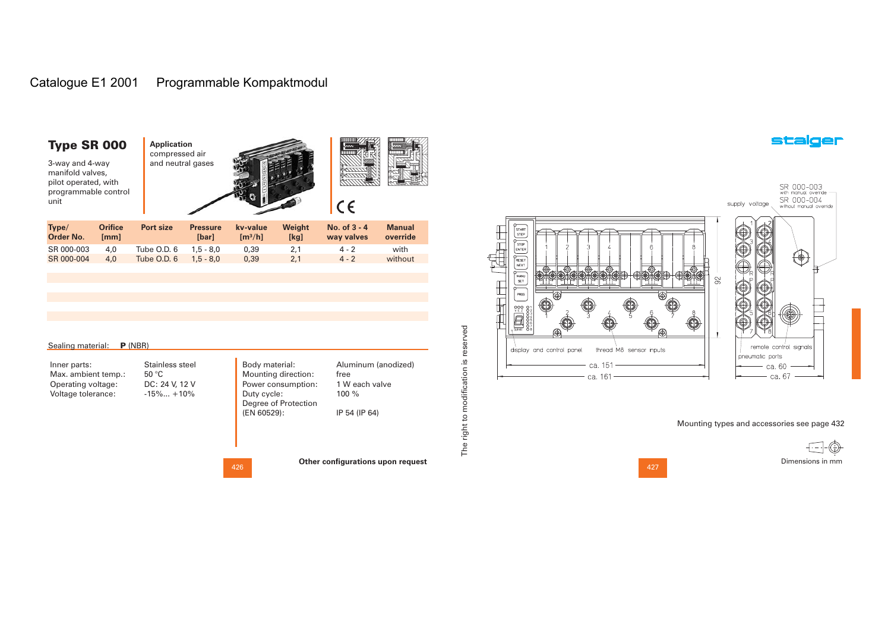Catalogue E1 2001 Programmable Kompaktmodul

# Type SR 000

3-way and 4-way manifold valves, pilot operated, with programmable control unit

**Application**
compressed air and neutral gases

| Type/ Order No. | Orifice [mm] | Port size | Pressure [bar] | kv-value [m³/h] | Weight [kg] | No. of 3 - 4 way valves | Manual override |
|---|---|---|---|---|---|---|---|
| SR 000-003 | 4,0 | Tube O.D. 6 | 1,5 - 8,0 | 0,39 | 2,1 | 4 - 2 | with |
| SR 000-004 | 4,0 | Tube O.D. 6 | 1,5 - 8,0 | 0,39 | 2,1 | 4 - 2 | without |

Sealing material: **P** (NBR)

| | |
|---|---|
| Inner parts: | Stainless steel |
| Max. ambient temp.: | 50 °C |
| Operating voltage: | DC: 24 V, 12 V |
| Voltage tolerance: | -15%... +10% |

| | |
|---|---|
| Body material: | Aluminum (anodized) |
| Mounting direction: | free |
| Power consumption: | 1 W each valve |
| Duty cycle: | 100 % |
| Degree of Protection (EN 60529): | IP 54 (IP 64) |

**Other configurations upon request**

The right to modification is reserved

stalger

SR 000-003 with manual override
SR 000-004 without manual override

supply voltage

START STEP, STOP ENTER, RESET NEXT, MANU SET, PROG

display and control panel — thread M8 sensor inputs — remote control signals — pneumatic ports

92 — ca. 151 — ca. 161 — ca. 60 — ca. 67

Mounting types and accessories see page 432

Dimensions in mm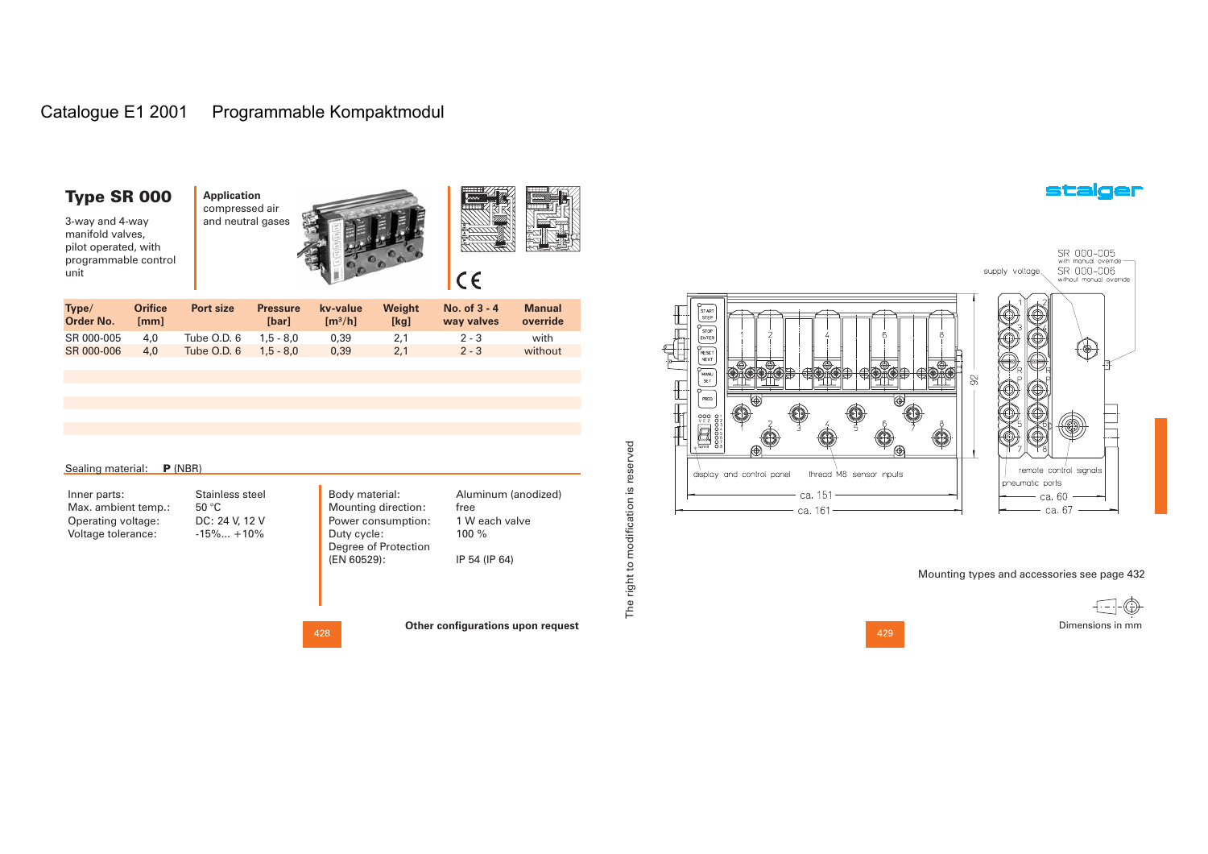Catalogue E1 2001 Programmable Kompaktmodul

## Type SR 000

3-way and 4-way manifold valves, pilot operated, with programmable control unit

**Application**
compressed air and neutral gases

| Type/ Order No. | Orifice [mm] | Port size | Pressure [bar] | kv-value [m³/h] | Weight [kg] | No. of 3 - 4 way valves | Manual override |
|---|---|---|---|---|---|---|---|
| SR 000-005 | 4,0 | Tube O.D. 6 | 1,5 - 8,0 | 0,39 | 2,1 | 2 - 3 | with |
| SR 000-006 | 4,0 | Tube O.D. 6 | 1,5 - 8,0 | 0,39 | 2,1 | 2 - 3 | without |

Sealing material: **P** (NBR)

| | |
|---|---|
| Inner parts: | Stainless steel |
| Max. ambient temp.: | 50 °C |
| Operating voltage: | DC: 24 V, 12 V |
| Voltage tolerance: | -15%... +10% |
| Body material: | Aluminum (anodized) |
| Mounting direction: | free |
| Power consumption: | 1 W each valve |
| Duty cycle: | 100 % |
| Degree of Protection (EN 60529): | IP 54 (IP 64) |

**Other configurations upon request**

The right to modification is reserved

stalger

SR 000-005 with manual override
SR 000-006 without manual override
supply voltage
display and control panel
thread M8 sensor inputs
remote control signals
pneumatic ports
ca. 151
ca. 161
ca. 60
ca. 67
92

Mounting types and accessories see page 432

Dimensions in mm